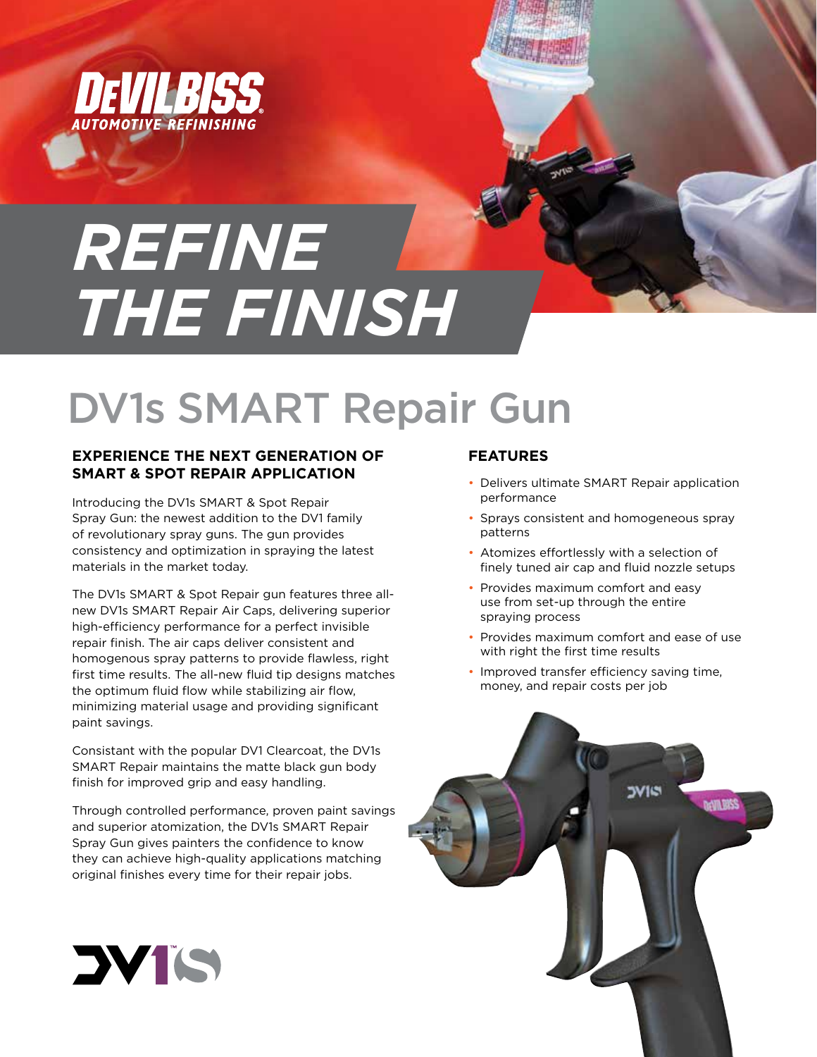DEVILBISS
AUTOMOTIVE REFINISHING

# REFINE THE FINISH

# DV1s SMART Repair Gun

## EXPERIENCE THE NEXT GENERATION OF SMART & SPOT REPAIR APPLICATION

Introducing the DV1s SMART & Spot Repair Spray Gun: the newest addition to the DV1 family of revolutionary spray guns. The gun provides consistency and optimization in spraying the latest materials in the market today.

The DV1s SMART & Spot Repair gun features three all-new DV1s SMART Repair Air Caps, delivering superior high-efficiency performance for a perfect invisible repair finish. The air caps deliver consistent and homogenous spray patterns to provide flawless, right first time results. The all-new fluid tip designs matches the optimum fluid flow while stabilizing air flow, minimizing material usage and providing significant paint savings.

Consistant with the popular DV1 Clearcoat, the DV1s SMART Repair maintains the matte black gun body finish for improved grip and easy handling.

Through controlled performance, proven paint savings and superior atomization, the DV1s SMART Repair Spray Gun gives painters the confidence to know they can achieve high-quality applications matching original finishes every time for their repair jobs.

## FEATURES

- Delivers ultimate SMART Repair application performance
- Sprays consistent and homogeneous spray patterns
- Atomizes effortlessly with a selection of finely tuned air cap and fluid nozzle setups
- Provides maximum comfort and easy use from set-up through the entire spraying process
- Provides maximum comfort and ease of use with right the first time results
- Improved transfer efficiency saving time, money, and repair costs per job

DV1S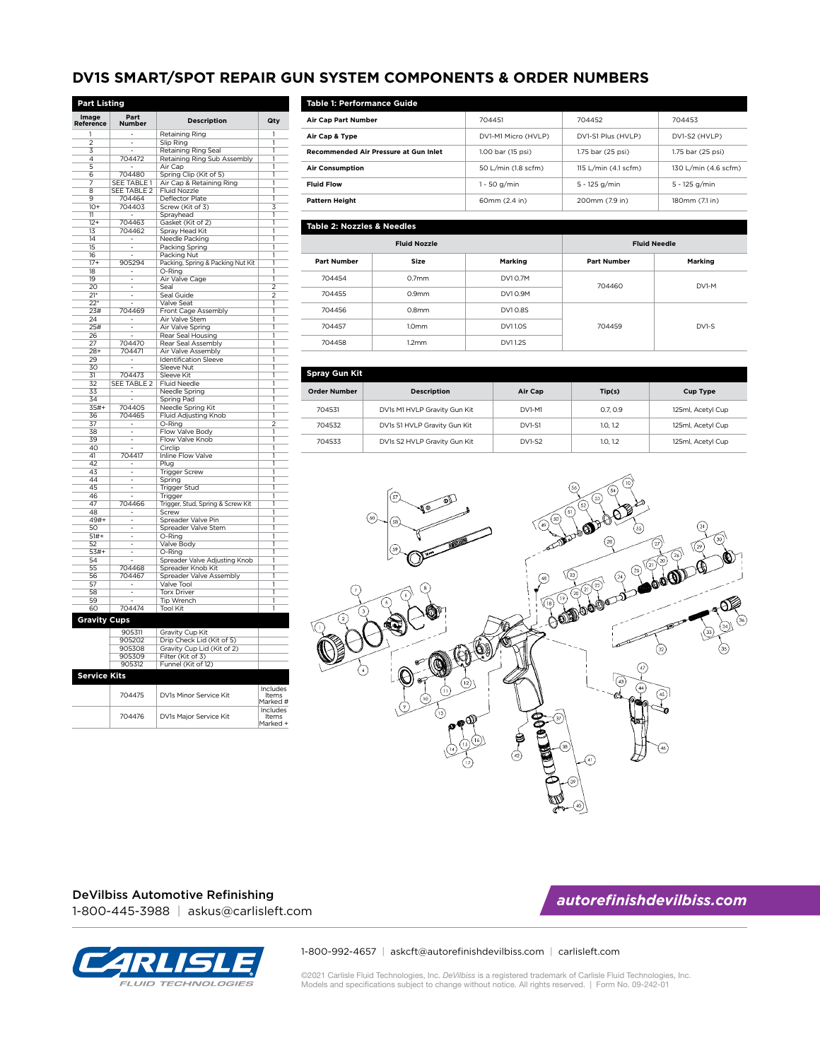# DV1S SMART/SPOT REPAIR GUN SYSTEM COMPONENTS & ORDER NUMBERS

## Part Listing

| Image Reference | Part Number | Description | Qty |
|---|---|---|---|
| 1 | - | Retaining Ring | 1 |
| 2 | - | Slip Ring | 1 |
| 3 | - | Retaining Ring Seal | 1 |
| 4 | 704472 | Retaining Ring Sub Assembly | 1 |
| 5 | - | Air Cap | 1 |
| 6 | 704480 | Spring Clip (Kit of 5) | 1 |
| 7 | SEE TABLE 1 | Air Cap & Retaining Ring | 1 |
| 8 | SEE TABLE 2 | Fluid Nozzle | 1 |
| 9 | 704464 | Deflector Plate | 1 |
| 10+ | 704403 | Screw (Kit of 3) | 3 |
| 11 | - | Sprayhead | 1 |
| 12+ | 704463 | Gasket (Kit of 2) | 1 |
| 13 | 704462 | Spray Head Kit | 1 |
| 14 | - | Needle Packing | 1 |
| 15 | - | Packing Spring | 1 |
| 16 | - | Packing Nut | 1 |
| 17+ | 905294 | Packing, Spring & Packing Nut Kit | 1 |
| 18 | - | O-Ring | 1 |
| 19 | - | Air Valve Cage | 1 |
| 20 | - | Seal | 2 |
| 21* | - | Seal Guide | 2 |
| 22* | - | Valve Seat | 1 |
| 23# | 704469 | Front Cage Assembly | 1 |
| 24 | - | Air Valve Stem | 1 |
| 25# | - | Air Valve Spring | 1 |
| 26 | - | Rear Seal Housing | 1 |
| 27 | 704470 | Rear Seal Assembly | 1 |
| 28+ | 704471 | Air Valve Assembly | 1 |
| 29 | - | Identification Sleeve | 1 |
| 30 | - | Sleeve Nut | 1 |
| 31 | 704473 | Sleeve Kit | 1 |
| 32 | SEE TABLE 2 | Fluid Needle | 1 |
| 33 | - | Needle Spring | 1 |
| 34 | - | Spring Pad | 1 |
| 35#+ | 704405 | Needle Spring Kit | 1 |
| 36 | 704465 | Fluid Adjusting Knob | 1 |
| 37 | - | O-Ring | 2 |
| 38 | - | Flow Valve Body | 1 |
| 39 | - | Flow Valve Knob | 1 |
| 40 | - | Circlip | 1 |
| 41 | 704417 | Inline Flow Valve | 1 |
| 42 | - | Plug | 1 |
| 43 | - | Trigger Screw | 1 |
| 44 | - | Spring | 1 |
| 45 | - | Trigger Stud | 1 |
| 46 | - | Trigger | 1 |
| 47 | 704466 | Trigger, Stud, Spring & Screw Kit | 1 |
| 48 | - | Screw | 1 |
| 49#+ | - | Spreader Valve Pin | 1 |
| 50 | - | Spreader Valve Stem | 1 |
| 51#+ | - | O-Ring | 1 |
| 52 | - | Valve Body | 1 |
| 53#+ | - | O-Ring | 1 |
| 54 | - | Spreader Valve Adjusting Knob | 1 |
| 55 | 704468 | Spreader Knob Kit | 1 |
| 56 | 704467 | Spreader Valve Assembly | 1 |
| 57 | - | Valve Tool | 1 |
| 58 | - | Torx Driver | 1 |
| 59 | - | Tip Wrench | 1 |
| 60 | 704474 | Tool Kit | 1 |

## Gravity Cups

| | | | |
|---|---|---|---|
| | 905311 | Gravity Cup Kit | |
| | 905202 | Drip Check Lid (Kit of 5) | |
| | 905308 | Gravity Cup Lid (Kit of 2) | |
| | 905309 | Filter (Kit of 3) | |
| | 905312 | Funnel (Kit of 12) | |

## Service Kits

| | | | |
|---|---|---|---|
| | 704475 | DV1s Minor Service Kit | Includes Items Marked # |
| | 704476 | DV1s Major Service Kit | Includes Items Marked + |

## Table 1: Performance Guide

| | | | |
|---|---|---|---|
| **Air Cap Part Number** | 704451 | 704452 | 704453 |
| **Air Cap & Type** | DV1-M1 Micro (HVLP) | DV1-S1 Plus (HVLP) | DV1-S2 (HVLP) |
| **Recommended Air Pressure at Gun Inlet** | 1.00 bar (15 psi) | 1.75 bar (25 psi) | 1.75 bar (25 psi) |
| **Air Consumption** | 50 L/min (1.8 scfm) | 115 L/min (4.1 scfm) | 130 L/min (4.6 scfm) |
| **Fluid Flow** | 1 - 50 g/min | 5 - 125 g/min | 5 - 125 g/min |
| **Pattern Height** | 60mm (2.4 in) | 200mm (7.9 in) | 180mm (7.1 in) |

## Table 2: Nozzles & Needles

| Fluid Nozzle | | | Fluid Needle | |
|---|---|---|---|---|
| **Part Number** | **Size** | **Marking** | **Part Number** | **Marking** |
| 704454 | 0.7mm | DV1 0.7M | 704460 | DV1-M |
| 704455 | 0.9mm | DV1 0.9M | | |
| 704456 | 0.8mm | DV1 0.8S | 704459 | DV1-S |
| 704457 | 1.0mm | DV1 1.0S | | |
| 704458 | 1.2mm | DV1 1.2S | | |

## Spray Gun Kit

| Order Number | Description | Air Cap | Tip(s) | Cup Type |
|---|---|---|---|---|
| 704531 | DV1s M1 HVLP Gravity Gun Kit | DV1-M1 | 0.7, 0.9 | 125ml, Acetyl Cup |
| 704532 | DV1s S1 HVLP Gravity Gun Kit | DV1-S1 | 1.0, 1.2 | 125ml, Acetyl Cup |
| 704533 | DV1s S2 HVLP Gravity Gun Kit | DV1-S2 | 1.0, 1.2 | 125ml, Acetyl Cup |

**DeVilbiss Automotive Refinishing**
1-800-445-3988 | askus@carlisleft.com

***autorefinishdevilbiss.com***

1-800-992-4657 | askcft@autorefinishdevilbiss.com | carlisleft.com

©2021 Carlisle Fluid Technologies, Inc. *DeVilbiss* is a registered trademark of Carlisle Fluid Technologies, Inc. Models and specifications subject to change without notice. All rights reserved. | Form No. 09-242-01